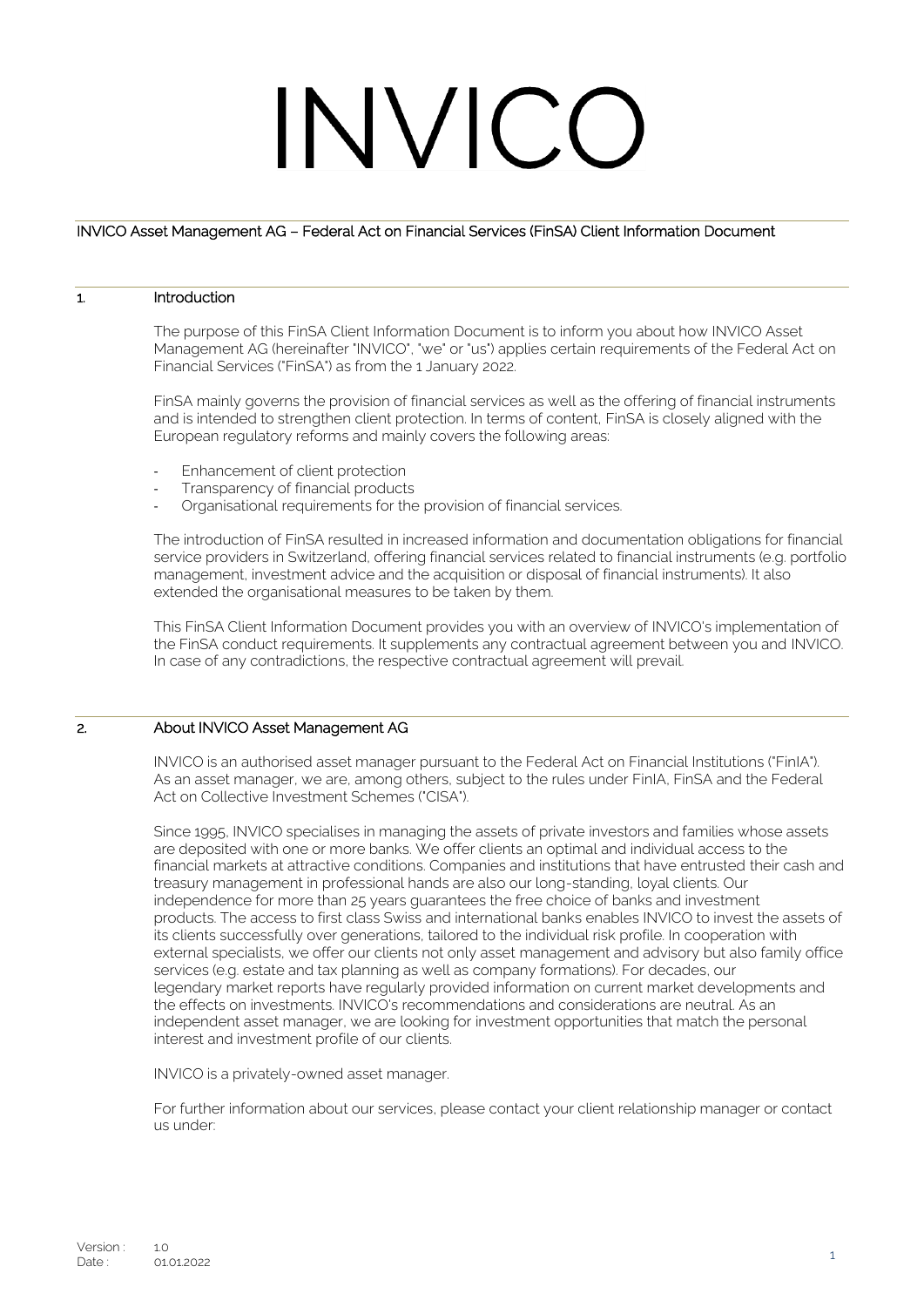# INVICO

## INVICO Asset Management AG – Federal Act on Financial Services (FinSA) Client Information Document

## 1. Introduction

The purpose of this FinSA Client Information Document is to inform you about how INVICO Asset Management AG (hereinafter "INVICO", "we" or "us") applies certain requirements of the Federal Act on Financial Services ("FinSA") as from the 1 January 2022.

FinSA mainly governs the provision of financial services as well as the offering of financial instruments and is intended to strengthen client protection. In terms of content, FinSA is closely aligned with the European regulatory reforms and mainly covers the following areas:

- Enhancement of client protection
- Transparency of financial products
- Organisational requirements for the provision of financial services.

The introduction of FinSA resulted in increased information and documentation obligations for financial service providers in Switzerland, offering financial services related to financial instruments (e.g. portfolio management, investment advice and the acquisition or disposal of financial instruments). It also extended the organisational measures to be taken by them.

This FinSA Client Information Document provides you with an overview of INVICO's implementation of the FinSA conduct requirements. It supplements any contractual agreement between you and INVICO. In case of any contradictions, the respective contractual agreement will prevail.

## 2. About INVICO Asset Management AG

INVICO is an authorised asset manager pursuant to the Federal Act on Financial Institutions ("FinIA"). As an asset manager, we are, among others, subject to the rules under FinIA, FinSA and the Federal Act on Collective Investment Schemes ("CISA").

Since 1995, INVICO specialises in managing the assets of private investors and families whose assets are deposited with one or more banks. We offer clients an optimal and individual access to the financial markets at attractive conditions. Companies and institutions that have entrusted their cash and treasury management in professional hands are also our long-standing, loyal clients. Our independence for more than 25 years guarantees the free choice of banks and investment products. The access to first class Swiss and international banks enables INVICO to invest the assets of its clients successfully over generations, tailored to the individual risk profile. In cooperation with external specialists, we offer our clients not only asset management and advisory but also family office services (e.g. estate and tax planning as well as company formations). For decades, our legendary market reports have regularly provided information on current market developments and the effects on investments. INVICO's recommendations and considerations are neutral. As an independent asset manager, we are looking for investment opportunities that match the personal interest and investment profile of our clients.

INVICO is a privately-owned asset manager.

For further information about our services, please contact your client relationship manager or contact us under: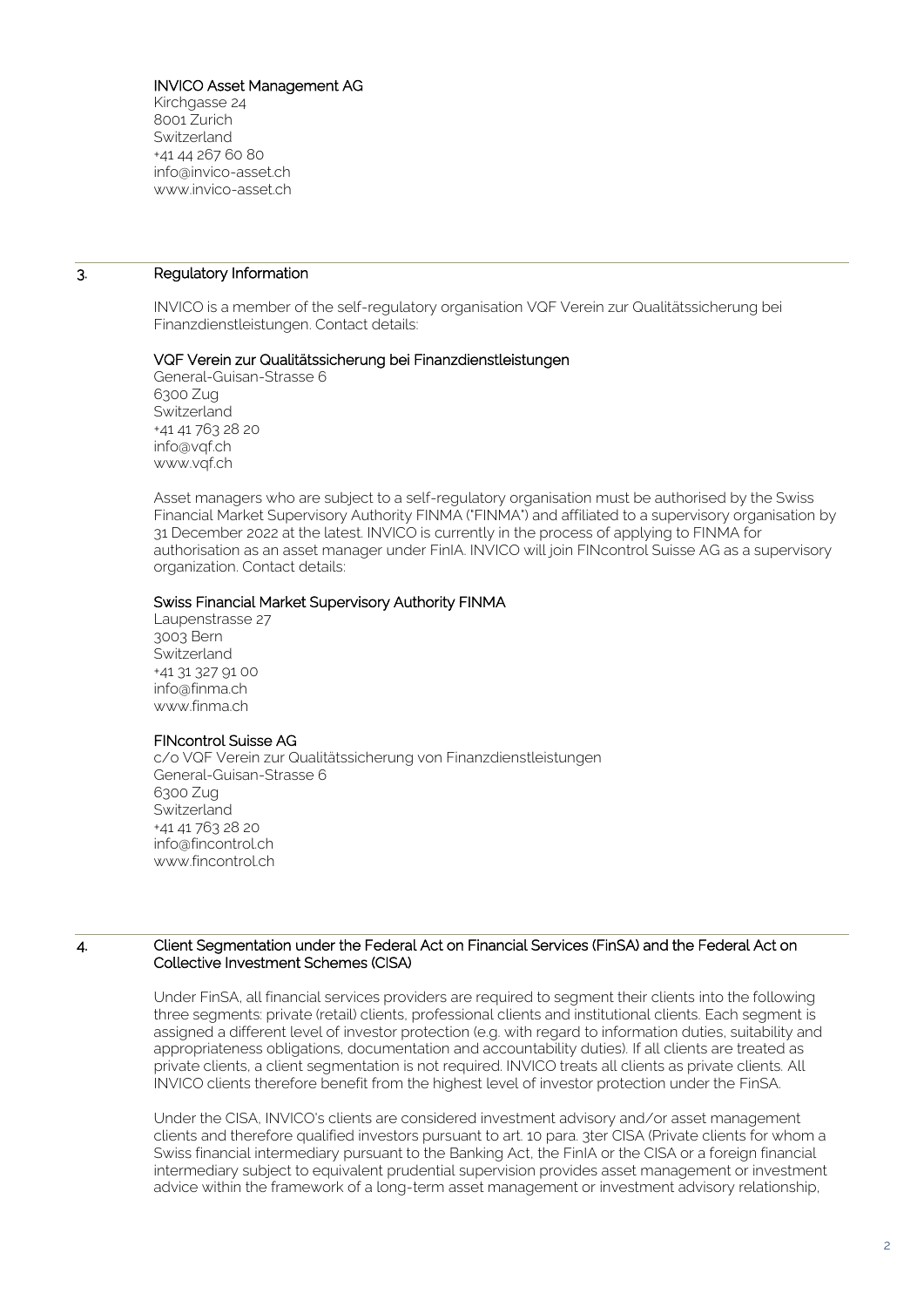**INVICO Asset Management AG**
Kirchgasse 24
8001 Zurich
Switzerland
+41 44 267 60 80
info@invico-asset.ch
www.invico-asset.ch

## 3. Regulatory Information

INVICO is a member of the self-regulatory organisation VQF Verein zur Qualitätssicherung bei Finanzdienstleistungen. Contact details:

**VQF Verein zur Qualitätssicherung bei Finanzdienstleistungen**
General-Guisan-Strasse 6
6300 Zug
Switzerland
+41 41 763 28 20
info@vqf.ch
www.vqf.ch

Asset managers who are subject to a self-regulatory organisation must be authorised by the Swiss Financial Market Supervisory Authority FINMA ("FINMA") and affiliated to a supervisory organisation by 31 December 2022 at the latest. INVICO is currently in the process of applying to FINMA for authorisation as an asset manager under FinIA. INVICO will join FINcontrol Suisse AG as a supervisory organization. Contact details:

**Swiss Financial Market Supervisory Authority FINMA**
Laupenstrasse 27
3003 Bern
Switzerland
+41 31 327 91 00
info@finma.ch
www.finma.ch

**FINcontrol Suisse AG**
c/o VQF Verein zur Qualitätssicherung von Finanzdienstleistungen
General-Guisan-Strasse 6
6300 Zug
Switzerland
+41 41 763 28 20
info@fincontrol.ch
www.fincontrol.ch

## 4. Client Segmentation under the Federal Act on Financial Services (FinSA) and the Federal Act on Collective Investment Schemes (CISA)

Under FinSA, all financial services providers are required to segment their clients into the following three segments: private (retail) clients, professional clients and institutional clients. Each segment is assigned a different level of investor protection (e.g. with regard to information duties, suitability and appropriateness obligations, documentation and accountability duties). If all clients are treated as private clients, a client segmentation is not required. INVICO treats all clients as private clients. All INVICO clients therefore benefit from the highest level of investor protection under the FinSA.

Under the CISA, INVICO's clients are considered investment advisory and/or asset management clients and therefore qualified investors pursuant to art. 10 para. 3ter CISA (Private clients for whom a Swiss financial intermediary pursuant to the Banking Act, the FinIA or the CISA or a foreign financial intermediary subject to equivalent prudential supervision provides asset management or investment advice within the framework of a long-term asset management or investment advisory relationship,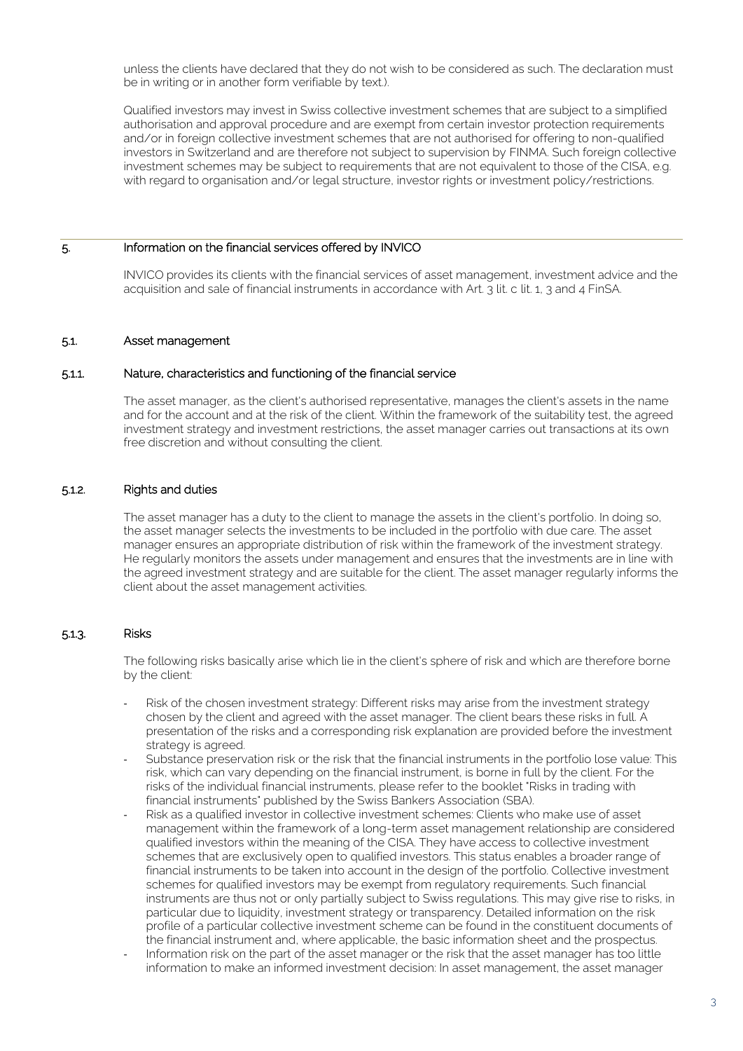unless the clients have declared that they do not wish to be considered as such. The declaration must be in writing or in another form verifiable by text.).

Qualified investors may invest in Swiss collective investment schemes that are subject to a simplified authorisation and approval procedure and are exempt from certain investor protection requirements and/or in foreign collective investment schemes that are not authorised for offering to non-qualified investors in Switzerland and are therefore not subject to supervision by FINMA. Such foreign collective investment schemes may be subject to requirements that are not equivalent to those of the CISA, e.g. with regard to organisation and/or legal structure, investor rights or investment policy/restrictions.

## 5. Information on the financial services offered by INVICO

INVICO provides its clients with the financial services of asset management, investment advice and the acquisition and sale of financial instruments in accordance with Art. 3 lit. c lit. 1, 3 and 4 FinSA.

### 5.1. Asset management

#### 5.1.1. Nature, characteristics and functioning of the financial service

The asset manager, as the client's authorised representative, manages the client's assets in the name and for the account and at the risk of the client. Within the framework of the suitability test, the agreed investment strategy and investment restrictions, the asset manager carries out transactions at its own free discretion and without consulting the client.

#### 5.1.2. Rights and duties

The asset manager has a duty to the client to manage the assets in the client's portfolio. In doing so, the asset manager selects the investments to be included in the portfolio with due care. The asset manager ensures an appropriate distribution of risk within the framework of the investment strategy. He regularly monitors the assets under management and ensures that the investments are in line with the agreed investment strategy and are suitable for the client. The asset manager regularly informs the client about the asset management activities.

#### 5.1.3. Risks

The following risks basically arise which lie in the client's sphere of risk and which are therefore borne by the client:

- Risk of the chosen investment strategy: Different risks may arise from the investment strategy chosen by the client and agreed with the asset manager. The client bears these risks in full. A presentation of the risks and a corresponding risk explanation are provided before the investment strategy is agreed.
- Substance preservation risk or the risk that the financial instruments in the portfolio lose value: This risk, which can vary depending on the financial instrument, is borne in full by the client. For the risks of the individual financial instruments, please refer to the booklet "Risks in trading with financial instruments" published by the Swiss Bankers Association (SBA).
- Risk as a qualified investor in collective investment schemes: Clients who make use of asset management within the framework of a long-term asset management relationship are considered qualified investors within the meaning of the CISA. They have access to collective investment schemes that are exclusively open to qualified investors. This status enables a broader range of financial instruments to be taken into account in the design of the portfolio. Collective investment schemes for qualified investors may be exempt from regulatory requirements. Such financial instruments are thus not or only partially subject to Swiss regulations. This may give rise to risks, in particular due to liquidity, investment strategy or transparency. Detailed information on the risk profile of a particular collective investment scheme can be found in the constituent documents of the financial instrument and, where applicable, the basic information sheet and the prospectus.
- Information risk on the part of the asset manager or the risk that the asset manager has too little information to make an informed investment decision: In asset management, the asset manager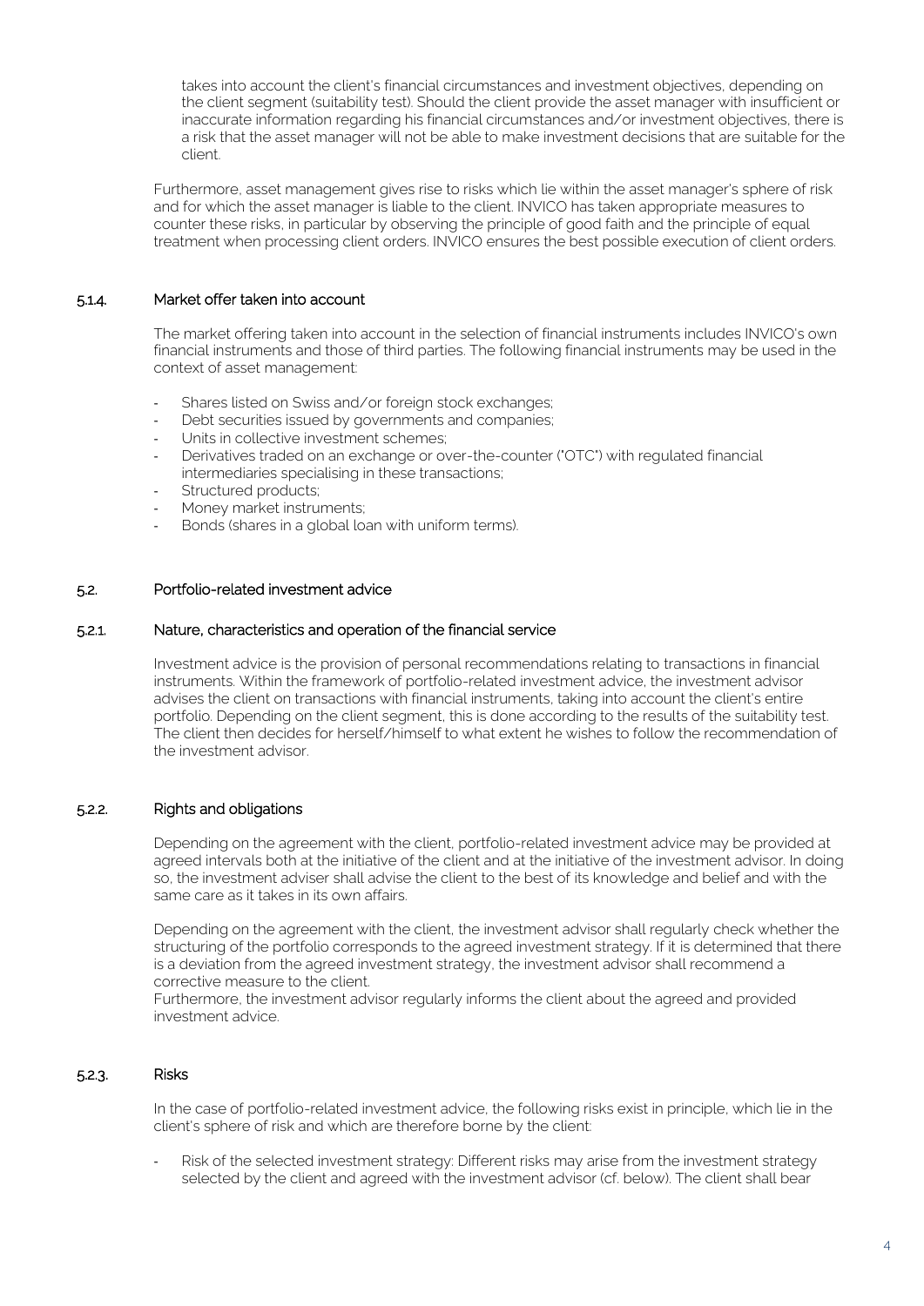takes into account the client's financial circumstances and investment objectives, depending on the client segment (suitability test). Should the client provide the asset manager with insufficient or inaccurate information regarding his financial circumstances and/or investment objectives, there is a risk that the asset manager will not be able to make investment decisions that are suitable for the client.

Furthermore, asset management gives rise to risks which lie within the asset manager's sphere of risk and for which the asset manager is liable to the client. INVICO has taken appropriate measures to counter these risks, in particular by observing the principle of good faith and the principle of equal treatment when processing client orders. INVICO ensures the best possible execution of client orders.

#### 5.1.4. Market offer taken into account

The market offering taken into account in the selection of financial instruments includes INVICO's own financial instruments and those of third parties. The following financial instruments may be used in the context of asset management:

- Shares listed on Swiss and/or foreign stock exchanges;
- Debt securities issued by governments and companies;
- Units in collective investment schemes;
- Derivatives traded on an exchange or over-the-counter ("OTC") with regulated financial intermediaries specialising in these transactions;
- Structured products;
- Money market instruments;
- Bonds (shares in a global loan with uniform terms).

### 5.2. Portfolio-related investment advice

#### 5.2.1. Nature, characteristics and operation of the financial service

Investment advice is the provision of personal recommendations relating to transactions in financial instruments. Within the framework of portfolio-related investment advice, the investment advisor advises the client on transactions with financial instruments, taking into account the client's entire portfolio. Depending on the client segment, this is done according to the results of the suitability test. The client then decides for herself/himself to what extent he wishes to follow the recommendation of the investment advisor.

#### 5.2.2. Rights and obligations

Depending on the agreement with the client, portfolio-related investment advice may be provided at agreed intervals both at the initiative of the client and at the initiative of the investment advisor. In doing so, the investment adviser shall advise the client to the best of its knowledge and belief and with the same care as it takes in its own affairs.

Depending on the agreement with the client, the investment advisor shall regularly check whether the structuring of the portfolio corresponds to the agreed investment strategy. If it is determined that there is a deviation from the agreed investment strategy, the investment advisor shall recommend a corrective measure to the client.
Furthermore, the investment advisor regularly informs the client about the agreed and provided investment advice.

#### 5.2.3. Risks

In the case of portfolio-related investment advice, the following risks exist in principle, which lie in the client's sphere of risk and which are therefore borne by the client:

- Risk of the selected investment strategy: Different risks may arise from the investment strategy selected by the client and agreed with the investment advisor (cf. below). The client shall bear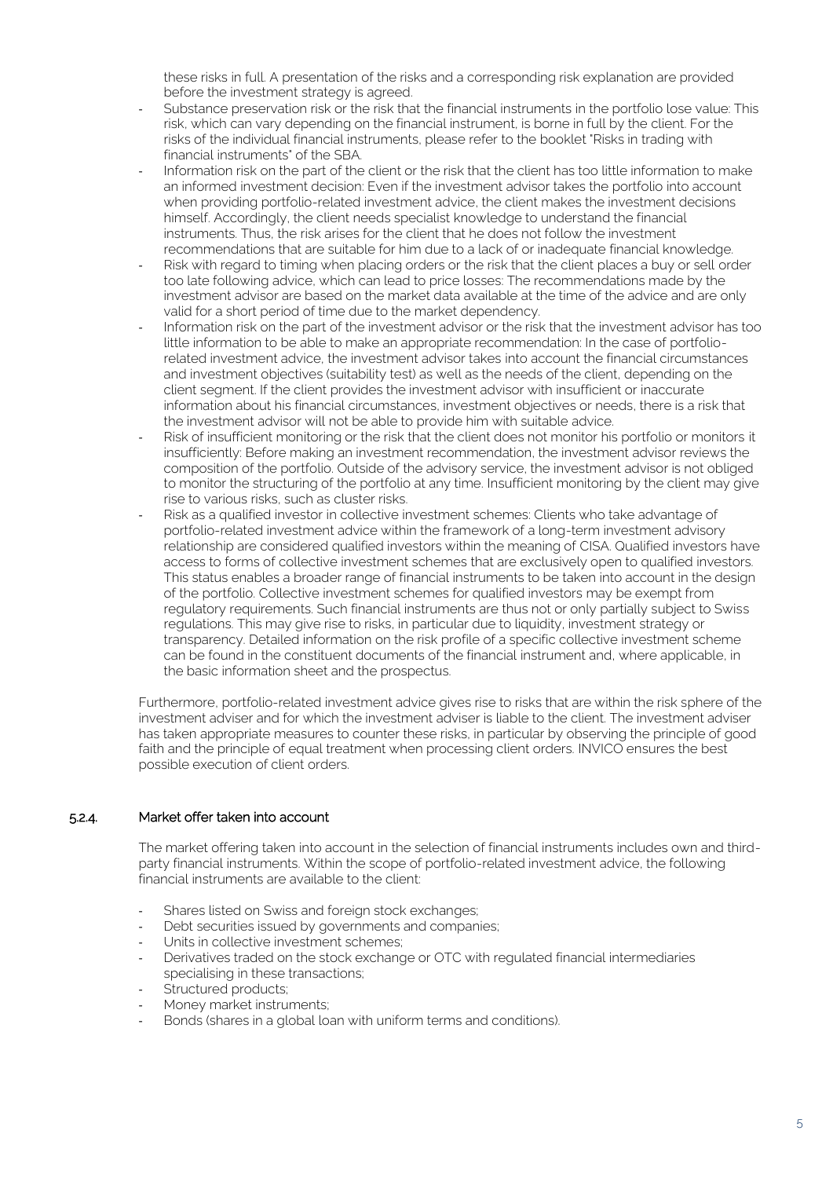these risks in full. A presentation of the risks and a corresponding risk explanation are provided before the investment strategy is agreed.

- Substance preservation risk or the risk that the financial instruments in the portfolio lose value: This risk, which can vary depending on the financial instrument, is borne in full by the client. For the risks of the individual financial instruments, please refer to the booklet "Risks in trading with financial instruments" of the SBA.
- Information risk on the part of the client or the risk that the client has too little information to make an informed investment decision: Even if the investment advisor takes the portfolio into account when providing portfolio-related investment advice, the client makes the investment decisions himself. Accordingly, the client needs specialist knowledge to understand the financial instruments. Thus, the risk arises for the client that he does not follow the investment recommendations that are suitable for him due to a lack of or inadequate financial knowledge.
- Risk with regard to timing when placing orders or the risk that the client places a buy or sell order too late following advice, which can lead to price losses: The recommendations made by the investment advisor are based on the market data available at the time of the advice and are only valid for a short period of time due to the market dependency.
- Information risk on the part of the investment advisor or the risk that the investment advisor has too little information to be able to make an appropriate recommendation: In the case of portfolio-related investment advice, the investment advisor takes into account the financial circumstances and investment objectives (suitability test) as well as the needs of the client, depending on the client segment. If the client provides the investment advisor with insufficient or inaccurate information about his financial circumstances, investment objectives or needs, there is a risk that the investment advisor will not be able to provide him with suitable advice.
- Risk of insufficient monitoring or the risk that the client does not monitor his portfolio or monitors it insufficiently: Before making an investment recommendation, the investment advisor reviews the composition of the portfolio. Outside of the advisory service, the investment advisor is not obliged to monitor the structuring of the portfolio at any time. Insufficient monitoring by the client may give rise to various risks, such as cluster risks.
- Risk as a qualified investor in collective investment schemes: Clients who take advantage of portfolio-related investment advice within the framework of a long-term investment advisory relationship are considered qualified investors within the meaning of CISA. Qualified investors have access to forms of collective investment schemes that are exclusively open to qualified investors. This status enables a broader range of financial instruments to be taken into account in the design of the portfolio. Collective investment schemes for qualified investors may be exempt from regulatory requirements. Such financial instruments are thus not or only partially subject to Swiss regulations. This may give rise to risks, in particular due to liquidity, investment strategy or transparency. Detailed information on the risk profile of a specific collective investment scheme can be found in the constituent documents of the financial instrument and, where applicable, in the basic information sheet and the prospectus.

Furthermore, portfolio-related investment advice gives rise to risks that are within the risk sphere of the investment adviser and for which the investment adviser is liable to the client. The investment adviser has taken appropriate measures to counter these risks, in particular by observing the principle of good faith and the principle of equal treatment when processing client orders. INVICO ensures the best possible execution of client orders.

#### 5.2.4. Market offer taken into account

The market offering taken into account in the selection of financial instruments includes own and third-party financial instruments. Within the scope of portfolio-related investment advice, the following financial instruments are available to the client:

- Shares listed on Swiss and foreign stock exchanges;
- Debt securities issued by governments and companies;
- Units in collective investment schemes;
- Derivatives traded on the stock exchange or OTC with regulated financial intermediaries specialising in these transactions;
- Structured products;
- Money market instruments;
- Bonds (shares in a global loan with uniform terms and conditions).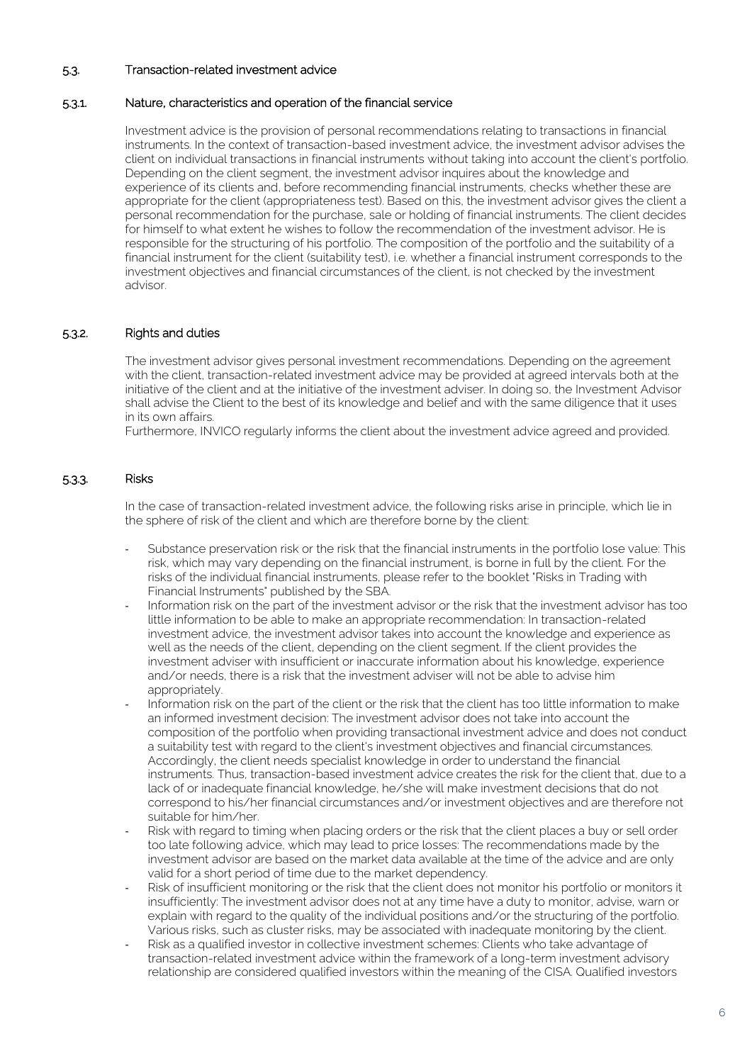### 5.3. Transaction-related investment advice

#### 5.3.1. Nature, characteristics and operation of the financial service

Investment advice is the provision of personal recommendations relating to transactions in financial instruments. In the context of transaction-based investment advice, the investment advisor advises the client on individual transactions in financial instruments without taking into account the client's portfolio. Depending on the client segment, the investment advisor inquires about the knowledge and experience of its clients and, before recommending financial instruments, checks whether these are appropriate for the client (appropriateness test). Based on this, the investment advisor gives the client a personal recommendation for the purchase, sale or holding of financial instruments. The client decides for himself to what extent he wishes to follow the recommendation of the investment advisor. He is responsible for the structuring of his portfolio. The composition of the portfolio and the suitability of a financial instrument for the client (suitability test), i.e. whether a financial instrument corresponds to the investment objectives and financial circumstances of the client, is not checked by the investment advisor.

#### 5.3.2. Rights and duties

The investment advisor gives personal investment recommendations. Depending on the agreement with the client, transaction-related investment advice may be provided at agreed intervals both at the initiative of the client and at the initiative of the investment adviser. In doing so, the Investment Advisor shall advise the Client to the best of its knowledge and belief and with the same diligence that it uses in its own affairs.
Furthermore, INVICO regularly informs the client about the investment advice agreed and provided.

#### 5.3.3. Risks

In the case of transaction-related investment advice, the following risks arise in principle, which lie in the sphere of risk of the client and which are therefore borne by the client:

- Substance preservation risk or the risk that the financial instruments in the portfolio lose value: This risk, which may vary depending on the financial instrument, is borne in full by the client. For the risks of the individual financial instruments, please refer to the booklet "Risks in Trading with Financial Instruments" published by the SBA.
- Information risk on the part of the investment advisor or the risk that the investment advisor has too little information to be able to make an appropriate recommendation: In transaction-related investment advice, the investment advisor takes into account the knowledge and experience as well as the needs of the client, depending on the client segment. If the client provides the investment adviser with insufficient or inaccurate information about his knowledge, experience and/or needs, there is a risk that the investment adviser will not be able to advise him appropriately.
- Information risk on the part of the client or the risk that the client has too little information to make an informed investment decision: The investment advisor does not take into account the composition of the portfolio when providing transactional investment advice and does not conduct a suitability test with regard to the client's investment objectives and financial circumstances. Accordingly, the client needs specialist knowledge in order to understand the financial instruments. Thus, transaction-based investment advice creates the risk for the client that, due to a lack of or inadequate financial knowledge, he/she will make investment decisions that do not correspond to his/her financial circumstances and/or investment objectives and are therefore not suitable for him/her.
- Risk with regard to timing when placing orders or the risk that the client places a buy or sell order too late following advice, which may lead to price losses: The recommendations made by the investment advisor are based on the market data available at the time of the advice and are only valid for a short period of time due to the market dependency.
- Risk of insufficient monitoring or the risk that the client does not monitor his portfolio or monitors it insufficiently: The investment advisor does not at any time have a duty to monitor, advise, warn or explain with regard to the quality of the individual positions and/or the structuring of the portfolio. Various risks, such as cluster risks, may be associated with inadequate monitoring by the client.
- Risk as a qualified investor in collective investment schemes: Clients who take advantage of transaction-related investment advice within the framework of a long-term investment advisory relationship are considered qualified investors within the meaning of the CISA. Qualified investors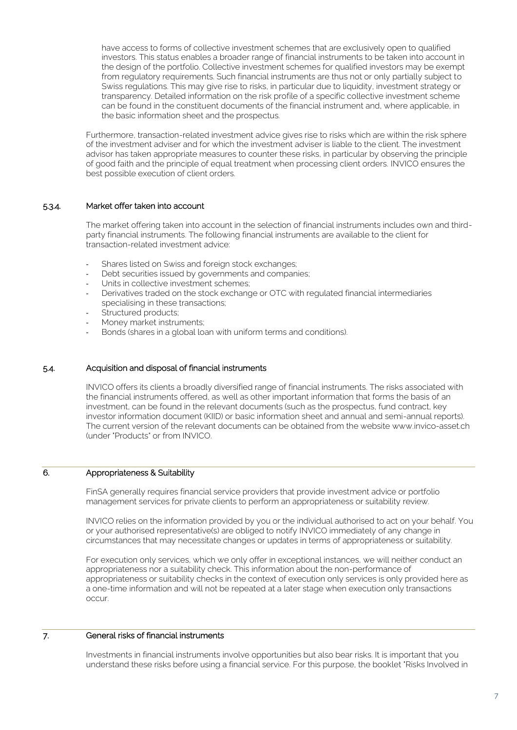have access to forms of collective investment schemes that are exclusively open to qualified investors. This status enables a broader range of financial instruments to be taken into account in the design of the portfolio. Collective investment schemes for qualified investors may be exempt from regulatory requirements. Such financial instruments are thus not or only partially subject to Swiss regulations. This may give rise to risks, in particular due to liquidity, investment strategy or transparency. Detailed information on the risk profile of a specific collective investment scheme can be found in the constituent documents of the financial instrument and, where applicable, in the basic information sheet and the prospectus.

Furthermore, transaction-related investment advice gives rise to risks which are within the risk sphere of the investment adviser and for which the investment adviser is liable to the client. The investment advisor has taken appropriate measures to counter these risks, in particular by observing the principle of good faith and the principle of equal treatment when processing client orders. INVICO ensures the best possible execution of client orders.

#### 5.3.4. Market offer taken into account

The market offering taken into account in the selection of financial instruments includes own and third-party financial instruments. The following financial instruments are available to the client for transaction-related investment advice:

- Shares listed on Swiss and foreign stock exchanges;
- Debt securities issued by governments and companies;
- Units in collective investment schemes;
- Derivatives traded on the stock exchange or OTC with regulated financial intermediaries specialising in these transactions;
- Structured products;
- Money market instruments;
- Bonds (shares in a global loan with uniform terms and conditions).

### 5.4. Acquisition and disposal of financial instruments

INVICO offers its clients a broadly diversified range of financial instruments. The risks associated with the financial instruments offered, as well as other important information that forms the basis of an investment, can be found in the relevant documents (such as the prospectus, fund contract, key investor information document (KIID) or basic information sheet and annual and semi-annual reports). The current version of the relevant documents can be obtained from the website www.invico-asset.ch (under "Products" or from INVICO.

## 6. Appropriateness & Suitability

FinSA generally requires financial service providers that provide investment advice or portfolio management services for private clients to perform an appropriateness or suitability review.

INVICO relies on the information provided by you or the individual authorised to act on your behalf. You or your authorised representative(s) are obliged to notify INVICO immediately of any change in circumstances that may necessitate changes or updates in terms of appropriateness or suitability.

For execution only services, which we only offer in exceptional instances, we will neither conduct an appropriateness nor a suitability check. This information about the non-performance of appropriateness or suitability checks in the context of execution only services is only provided here as a one-time information and will not be repeated at a later stage when execution only transactions occur.

## 7. General risks of financial instruments

Investments in financial instruments involve opportunities but also bear risks. It is important that you understand these risks before using a financial service. For this purpose, the booklet "Risks Involved in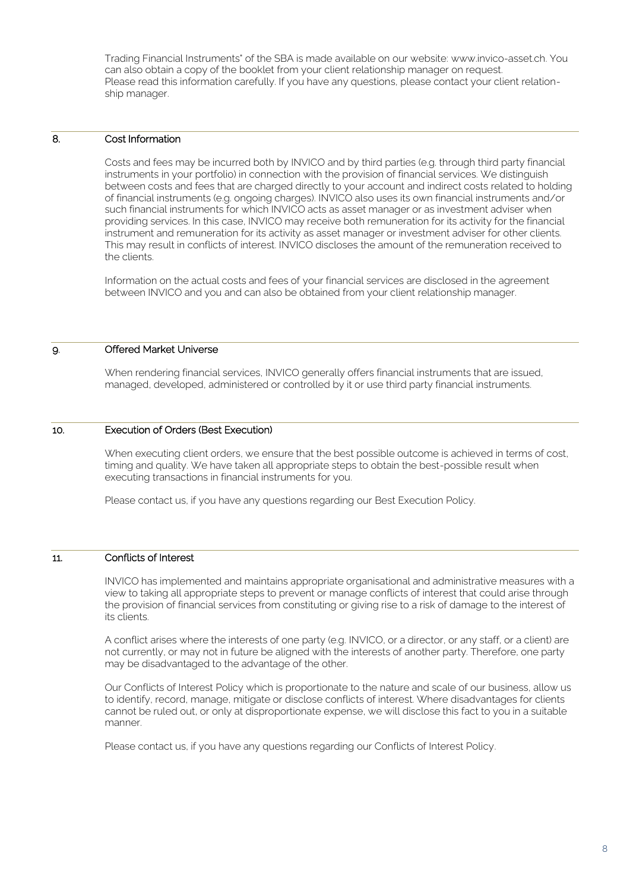Trading Financial Instruments" of the SBA is made available on our website: www.invico-asset.ch. You can also obtain a copy of the booklet from your client relationship manager on request. Please read this information carefully. If you have any questions, please contact your client relationship manager.

## 8. Cost Information

Costs and fees may be incurred both by INVICO and by third parties (e.g. through third party financial instruments in your portfolio) in connection with the provision of financial services. We distinguish between costs and fees that are charged directly to your account and indirect costs related to holding of financial instruments (e.g. ongoing charges). INVICO also uses its own financial instruments and/or such financial instruments for which INVICO acts as asset manager or as investment adviser when providing services. In this case, INVICO may receive both remuneration for its activity for the financial instrument and remuneration for its activity as asset manager or investment adviser for other clients. This may result in conflicts of interest. INVICO discloses the amount of the remuneration received to the clients.

Information on the actual costs and fees of your financial services are disclosed in the agreement between INVICO and you and can also be obtained from your client relationship manager.

## 9. Offered Market Universe

When rendering financial services, INVICO generally offers financial instruments that are issued, managed, developed, administered or controlled by it or use third party financial instruments.

## 10. Execution of Orders (Best Execution)

When executing client orders, we ensure that the best possible outcome is achieved in terms of cost, timing and quality. We have taken all appropriate steps to obtain the best-possible result when executing transactions in financial instruments for you.

Please contact us, if you have any questions regarding our Best Execution Policy.

## 11. Conflicts of Interest

INVICO has implemented and maintains appropriate organisational and administrative measures with a view to taking all appropriate steps to prevent or manage conflicts of interest that could arise through the provision of financial services from constituting or giving rise to a risk of damage to the interest of its clients.

A conflict arises where the interests of one party (e.g. INVICO, or a director, or any staff, or a client) are not currently, or may not in future be aligned with the interests of another party. Therefore, one party may be disadvantaged to the advantage of the other.

Our Conflicts of Interest Policy which is proportionate to the nature and scale of our business, allow us to identify, record, manage, mitigate or disclose conflicts of interest. Where disadvantages for clients cannot be ruled out, or only at disproportionate expense, we will disclose this fact to you in a suitable manner.

Please contact us, if you have any questions regarding our Conflicts of Interest Policy.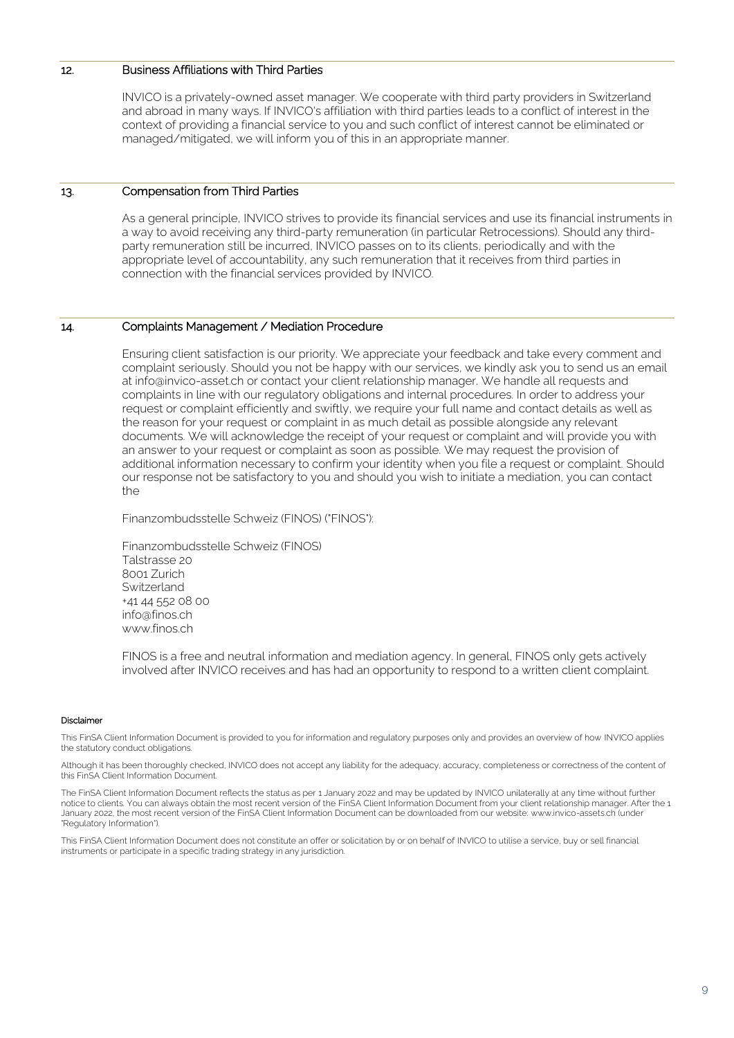## 12. Business Affiliations with Third Parties

INVICO is a privately-owned asset manager. We cooperate with third party providers in Switzerland and abroad in many ways. If INVICO's affiliation with third parties leads to a conflict of interest in the context of providing a financial service to you and such conflict of interest cannot be eliminated or managed/mitigated, we will inform you of this in an appropriate manner.

## 13. Compensation from Third Parties

As a general principle, INVICO strives to provide its financial services and use its financial instruments in a way to avoid receiving any third-party remuneration (in particular Retrocessions). Should any third-party remuneration still be incurred, INVICO passes on to its clients, periodically and with the appropriate level of accountability, any such remuneration that it receives from third parties in connection with the financial services provided by INVICO.

## 14. Complaints Management / Mediation Procedure

Ensuring client satisfaction is our priority. We appreciate your feedback and take every comment and complaint seriously. Should you not be happy with our services, we kindly ask you to send us an email at info@invico-asset.ch or contact your client relationship manager. We handle all requests and complaints in line with our regulatory obligations and internal procedures. In order to address your request or complaint efficiently and swiftly, we require your full name and contact details as well as the reason for your request or complaint in as much detail as possible alongside any relevant documents. We will acknowledge the receipt of your request or complaint and will provide you with an answer to your request or complaint as soon as possible. We may request the provision of additional information necessary to confirm your identity when you file a request or complaint. Should our response not be satisfactory to you and should you wish to initiate a mediation, you can contact the

Finanzombudsstelle Schweiz (FINOS) ("FINOS"):

Finanzombudsstelle Schweiz (FINOS)
Talstrasse 20
8001 Zurich
Switzerland
+41 44 552 08 00
info@finos.ch
www.finos.ch

FINOS is a free and neutral information and mediation agency. In general, FINOS only gets actively involved after INVICO receives and has had an opportunity to respond to a written client complaint.

**Disclaimer**

This FinSA Client Information Document is provided to you for information and regulatory purposes only and provides an overview of how INVICO applies the statutory conduct obligations.

Although it has been thoroughly checked, INVICO does not accept any liability for the adequacy, accuracy, completeness or correctness of the content of this FinSA Client Information Document.

The FinSA Client Information Document reflects the status as per 1 January 2022 and may be updated by INVICO unilaterally at any time without further notice to clients. You can always obtain the most recent version of the FinSA Client Information Document from your client relationship manager. After the 1 January 2022, the most recent version of the FinSA Client Information Document can be downloaded from our website: www.invico-assets.ch (under "Regulatory Information").

This FinSA Client Information Document does not constitute an offer or solicitation by or on behalf of INVICO to utilise a service, buy or sell financial instruments or participate in a specific trading strategy in any jurisdiction.